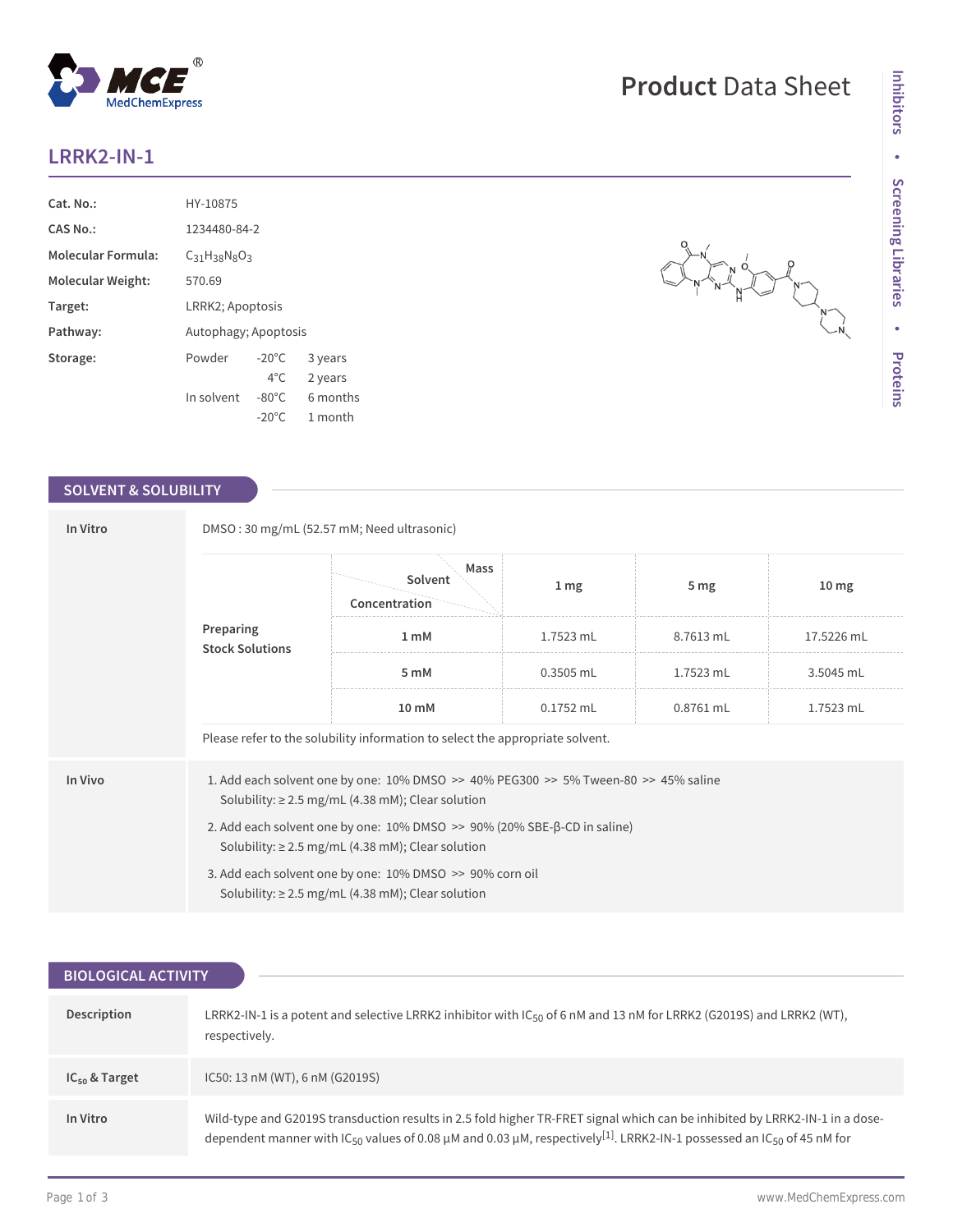# LRRK2-IN-1

**Product Data Sheet**

| | |
|---|---|
| **Cat. No.:** | HY-10875 |
| **CAS No.:** | 1234480-84-2 |
| **Molecular Formula:** | $C_{31}H_{38}N_8O_3$ |
| **Molecular Weight:** | 570.69 |
| **Target:** | LRRK2; Apoptosis |
| **Pathway:** | Autophagy; Apoptosis |
| **Storage:** | Powder -20°C 3 years; 4°C 2 years; In solvent -80°C 6 months; -20°C 1 month |

## SOLVENT & SOLUBILITY

**In Vitro**

DMSO : 30 mg/mL (52.57 mM; Need ultrasonic)

Preparing Stock Solutions

| Solvent Concentration / Mass | 1 mg | 5 mg | 10 mg |
|---|---|---|---|
| 1 mM | 1.7523 mL | 8.7613 mL | 17.5226 mL |
| 5 mM | 0.3505 mL | 1.7523 mL | 3.5045 mL |
| 10 mM | 0.1752 mL | 0.8761 mL | 1.7523 mL |

Please refer to the solubility information to select the appropriate solvent.

**In Vivo**

1. Add each solvent one by one: 10% DMSO >> 40% PEG300 >> 5% Tween-80 >> 45% saline
   Solubility: ≥ 2.5 mg/mL (4.38 mM); Clear solution
2. Add each solvent one by one: 10% DMSO >> 90% (20% SBE-β-CD in saline)
   Solubility: ≥ 2.5 mg/mL (4.38 mM); Clear solution
3. Add each solvent one by one: 10% DMSO >> 90% corn oil
   Solubility: ≥ 2.5 mg/mL (4.38 mM); Clear solution

## BIOLOGICAL ACTIVITY

**Description**

LRRK2-IN-1 is a potent and selective LRRK2 inhibitor with $IC_{50}$ of 6 nM and 13 nM for LRRK2 (G2019S) and LRRK2 (WT), respectively.

**$IC_{50}$ & Target**

IC50: 13 nM (WT), 6 nM (G2019S)

**In Vitro**

Wild-type and G2019S transduction results in 2.5 fold higher TR-FRET signal which can be inhibited by LRRK2-IN-1 in a dose-dependent manner with $IC_{50}$ values of 0.08 μM and 0.03 μM, respectively[1]. LRRK2-IN-1 possessed an $IC_{50}$ of 45 nM for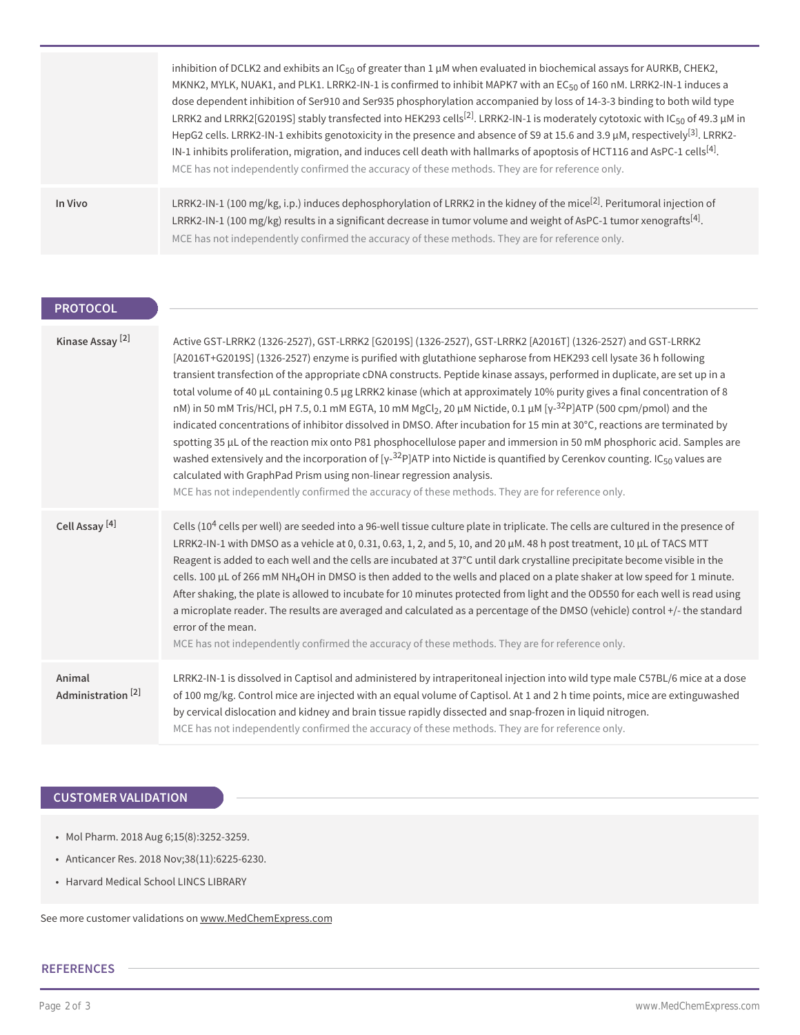| | |
|---|---|
| | inhibition of DCLK2 and exhibits an $IC_{50}$ of greater than 1 μM when evaluated in biochemical assays for AURKB, CHEK2, MKNK2, MYLK, NUAK1, and PLK1. LRRK2-IN-1 is confirmed to inhibit MAPK7 with an $EC_{50}$ of 160 nM. LRRK2-IN-1 induces a dose dependent inhibition of Ser910 and Ser935 phosphorylation accompanied by loss of 14-3-3 binding to both wild type LRRK2 and LRRK2[G2019S] stably transfected into HEK293 cells[2]. LRRK2-IN-1 is moderately cytotoxic with $IC_{50}$ of 49.3 μM in HepG2 cells. LRRK2-IN-1 exhibits genotoxicity in the presence and absence of S9 at 15.6 and 3.9 μM, respectively[3]. LRRK2-IN-1 inhibits proliferation, migration, and induces cell death with hallmarks of apoptosis of HCT116 and AsPC-1 cells[4].<br>MCE has not independently confirmed the accuracy of these methods. They are for reference only. |
| **In Vivo** | LRRK2-IN-1 (100 mg/kg, i.p.) induces dephosphorylation of LRRK2 in the kidney of the mice[2]. Peritumoral injection of LRRK2-IN-1 (100 mg/kg) results in a significant decrease in tumor volume and weight of AsPC-1 tumor xenografts[4].<br>MCE has not independently confirmed the accuracy of these methods. They are for reference only. |

## PROTOCOL

| | |
|---|---|
| **Kinase Assay** [2] | Active GST-LRRK2 (1326-2527), GST-LRRK2 [G2019S] (1326-2527), GST-LRRK2 [A2016T] (1326-2527) and GST-LRRK2 [A2016T+G2019S] (1326-2527) enzyme is purified with glutathione sepharose from HEK293 cell lysate 36 h following transient transfection of the appropriate cDNA constructs. Peptide kinase assays, performed in duplicate, are set up in a total volume of 40 μL containing 0.5 μg LRRK2 kinase (which at approximately 10% purity gives a final concentration of 8 nM) in 50 mM Tris/HCl, pH 7.5, 0.1 mM EGTA, 10 mM $MgCl_2$, 20 μM Nictide, 0.1 μM [γ-$^{32}$P]ATP (500 cpm/pmol) and the indicated concentrations of inhibitor dissolved in DMSO. After incubation for 15 min at 30°C, reactions are terminated by spotting 35 μL of the reaction mix onto P81 phosphocellulose paper and immersion in 50 mM phosphoric acid. Samples are washed extensively and the incorporation of [γ-$^{32}$P]ATP into Nictide is quantified by Cerenkov counting. $IC_{50}$ values are calculated with GraphPad Prism using non-linear regression analysis.<br>MCE has not independently confirmed the accuracy of these methods. They are for reference only. |
| **Cell Assay** [4] | Cells ($10^4$ cells per well) are seeded into a 96-well tissue culture plate in triplicate. The cells are cultured in the presence of LRRK2-IN-1 with DMSO as a vehicle at 0, 0.31, 0.63, 1, 2, and 5, 10, and 20 μM. 48 h post treatment, 10 μL of TACS MTT Reagent is added to each well and the cells are incubated at 37°C until dark crystalline precipitate become visible in the cells. 100 μL of 266 mM $NH_4OH$ in DMSO is then added to the wells and placed on a plate shaker at low speed for 1 minute. After shaking, the plate is allowed to incubate for 10 minutes protected from light and the OD550 for each well is read using a microplate reader. The results are averaged and calculated as a percentage of the DMSO (vehicle) control +/- the standard error of the mean.<br>MCE has not independently confirmed the accuracy of these methods. They are for reference only. |
| **Animal Administration** [2] | LRRK2-IN-1 is dissolved in Captisol and administered by intraperitoneal injection into wild type male C57BL/6 mice at a dose of 100 mg/kg. Control mice are injected with an equal volume of Captisol. At 1 and 2 h time points, mice are extinguwashed by cervical dislocation and kidney and brain tissue rapidly dissected and snap-frozen in liquid nitrogen.<br>MCE has not independently confirmed the accuracy of these methods. They are for reference only. |

## CUSTOMER VALIDATION

- Mol Pharm. 2018 Aug 6;15(8):3252-3259.
- Anticancer Res. 2018 Nov;38(11):6225-6230.
- Harvard Medical School LINCS LIBRARY

See more customer validations on www.MedChemExpress.com

## REFERENCES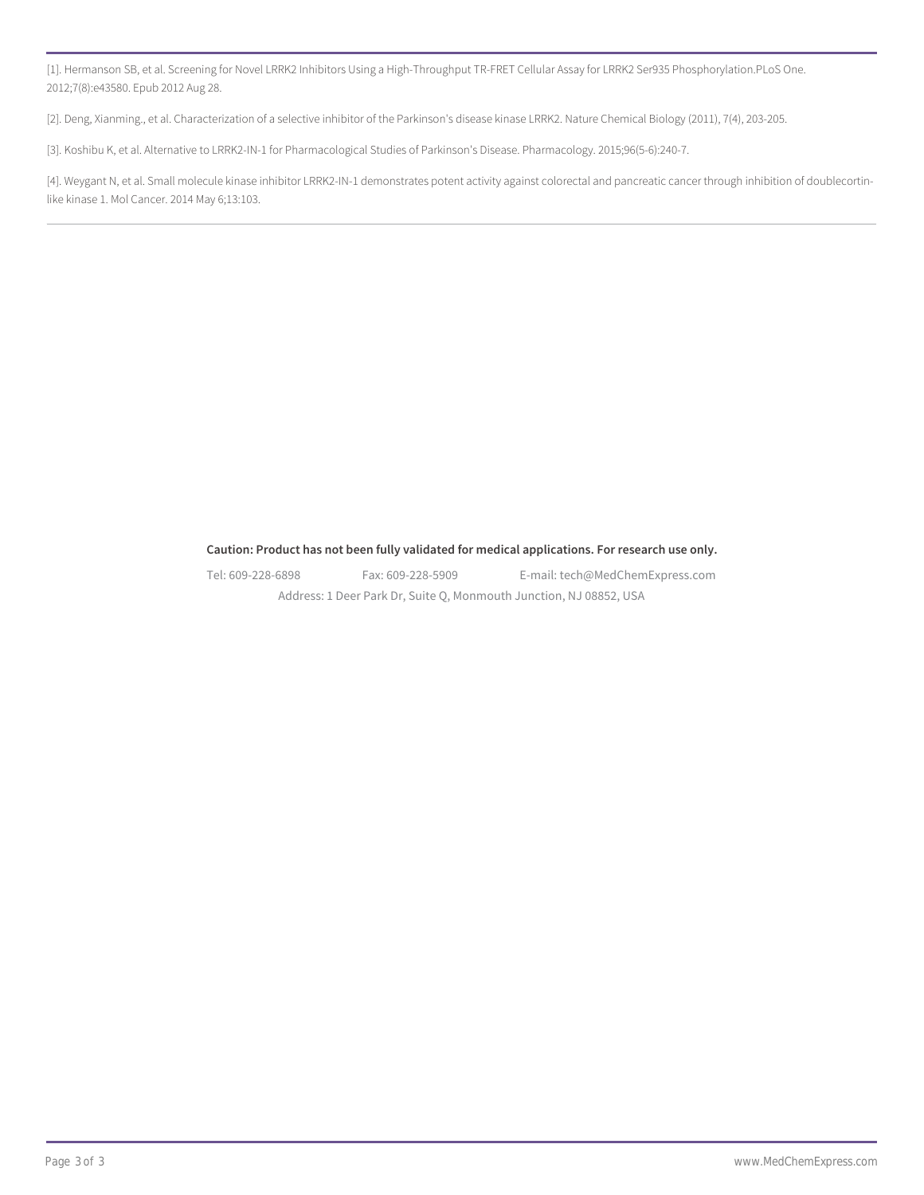[1]. Hermanson SB, et al. Screening for Novel LRRK2 Inhibitors Using a High-Throughput TR-FRET Cellular Assay for LRRK2 Ser935 Phosphorylation.PLoS One. 2012;7(8):e43580. Epub 2012 Aug 28.

[2]. Deng, Xianming., et al. Characterization of a selective inhibitor of the Parkinson's disease kinase LRRK2. Nature Chemical Biology (2011), 7(4), 203-205.

[3]. Koshibu K, et al. Alternative to LRRK2-IN-1 for Pharmacological Studies of Parkinson's Disease. Pharmacology. 2015;96(5-6):240-7.

[4]. Weygant N, et al. Small molecule kinase inhibitor LRRK2-IN-1 demonstrates potent activity against colorectal and pancreatic cancer through inhibition of doublecortin-like kinase 1. Mol Cancer. 2014 May 6;13:103.

**Caution: Product has not been fully validated for medical applications. For research use only.**

Tel: 609-228-6898 Fax: 609-228-5909 E-mail: tech@MedChemExpress.com

Address: 1 Deer Park Dr, Suite Q, Monmouth Junction, NJ 08852, USA